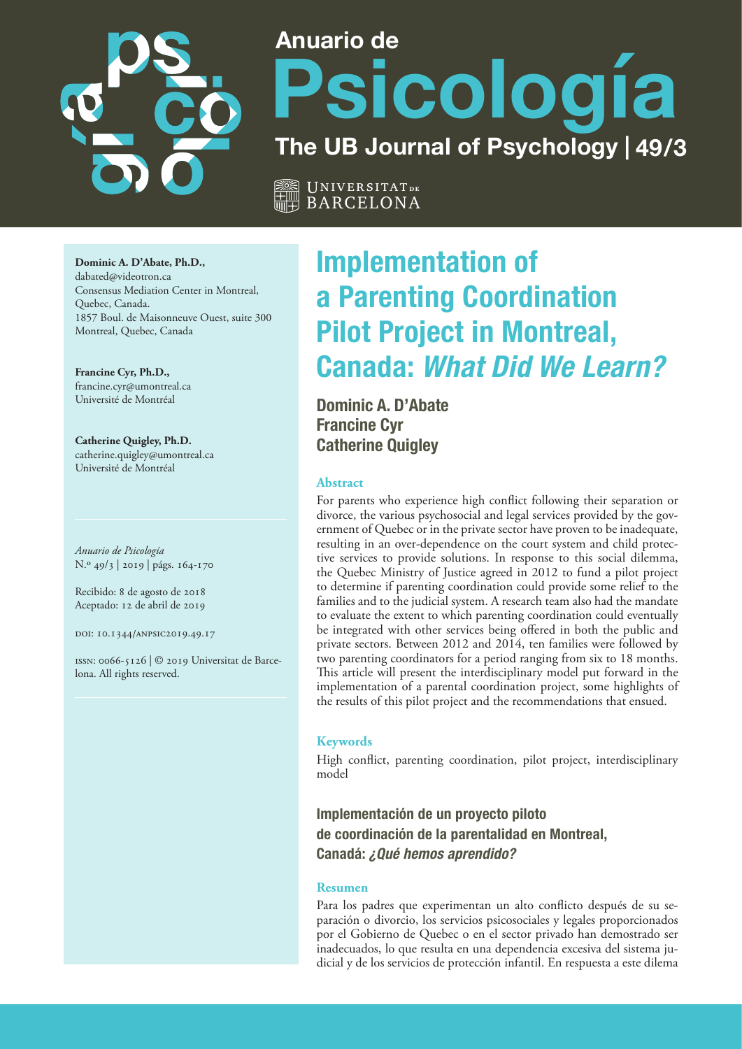# Implementation of a Parenting Coordination Pilot Project in Montreal, Canada: *What Did We Learn?*

**Dominic A. D'Abate**
**Francine Cyr**
**Catherine Quigley**

**Dominic A. D'Abate, Ph.D.,**
dabated@videotron.ca
Consensus Mediation Center in Montreal, Quebec, Canada.
1857 Boul. de Maisonneuve Ouest, suite 300
Montreal, Quebec, Canada

**Francine Cyr, Ph.D.,**
francine.cyr@umontreal.ca
Université de Montréal

**Catherine Quigley, Ph.D.**
catherine.quigley@umontreal.ca
Université de Montréal

*Anuario de Psicología*
N.º 49/3 | 2019 | págs. 164-170

Recibido: 8 de agosto de 2018
Aceptado: 12 de abril de 2019

DOI: 10.1344/ANPSIC2019.49.17

ISSN: 0066-5126 | © 2019 Universitat de Barcelona. All rights reserved.

### Abstract

For parents who experience high conflict following their separation or divorce, the various psychosocial and legal services provided by the government of Quebec or in the private sector have proven to be inadequate, resulting in an over-dependence on the court system and child protective services to provide solutions. In response to this social dilemma, the Quebec Ministry of Justice agreed in 2012 to fund a pilot project to determine if parenting coordination could provide some relief to the families and to the judicial system. A research team also had the mandate to evaluate the extent to which parenting coordination could eventually be integrated with other services being offered in both the public and private sectors. Between 2012 and 2014, ten families were followed by two parenting coordinators for a period ranging from six to 18 months. This article will present the interdisciplinary model put forward in the implementation of a parental coordination project, some highlights of the results of this pilot project and the recommendations that ensued.

### Keywords

High conflict, parenting coordination, pilot project, interdisciplinary model

## Implementación de un proyecto piloto de coordinación de la parentalidad en Montreal, Canadá: *¿Qué hemos aprendido?*

### Resumen

Para los padres que experimentan un alto conflicto después de su separación o divorcio, los servicios psicosociales y legales proporcionados por el Gobierno de Quebec o en el sector privado han demostrado ser inadecuados, lo que resulta en una dependencia excesiva del sistema judicial y de los servicios de protección infantil. En respuesta a este dilema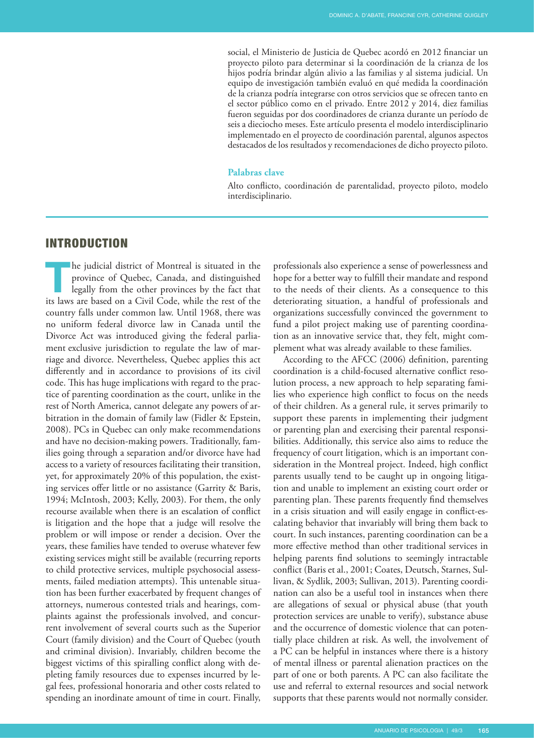social, el Ministerio de Justicia de Quebec acordó en 2012 financiar un proyecto piloto para determinar si la coordinación de la crianza de los hijos podría brindar alivio a las familias y al sistema judicial. Un equipo de investigación también evaluó en qué medida la coordinación de la crianza podría integrarse con otros servicios que se ofrecen tanto en el sector público como en el privado. Entre 2012 y 2014, diez familias fueron seguidas por dos coordinadores de crianza durante un período de seis a dieciocho meses. Este artículo presenta el modelo interdisciplinario implementado en el proyecto de coordinación parental, algunos aspectos destacados de los resultados y recomendaciones de dicho proyecto piloto.

**Palabras clave**

Alto conflicto, coordinación de parentalidad, proyecto piloto, modelo interdisciplinario.

## INTRODUCTION

The judicial district of Montreal is situated in the province of Quebec, Canada, and distinguished legally from the other provinces by the fact that its laws are based on a Civil Code, while the rest of the country falls under common law. Until 1968, there was no uniform federal divorce law in Canada until the Divorce Act was introduced giving the federal parliament exclusive jurisdiction to regulate the law of marriage and divorce. Nevertheless, Quebec applies this act differently and in accordance to provisions of its civil code. This has huge implications with regard to the practice of parenting coordination as the court, unlike in the rest of North America, cannot delegate any powers of arbitration in the domain of family law (Fidler & Epstein, 2008). PCs in Quebec can only make recommendations and have no decision-making powers. Traditionally, families going through a separation and/or divorce have had access to a variety of resources facilitating their transition, yet, for approximately 20% of this population, the existing services offer little or no assistance (Garrity & Baris, 1994; McIntosh, 2003; Kelly, 2003). For them, the only recourse available when there is an escalation of conflict is litigation and the hope that a judge will resolve the problem or will impose or render a decision. Over the years, these families have tended to overuse whatever few existing services might still be available (recurring reports to child protective services, multiple psychosocial assessments, failed mediation attempts). This untenable situation has been further exacerbated by frequent changes of attorneys, numerous contested trials and hearings, complaints against the professionals involved, and concurrent involvement of several courts such as the Superior Court (family division) and the Court of Quebec (youth and criminal division). Invariably, children become the biggest victims of this spiralling conflict along with depleting family resources due to expenses incurred by legal fees, professional honoraria and other costs related to spending an inordinate amount of time in court. Finally, professionals also experience a sense of powerlessness and hope for a better way to fulfill their mandate and respond to the needs of their clients. As a consequence to this deteriorating situation, a handful of professionals and organizations successfully convinced the government to fund a pilot project making use of parenting coordination as an innovative service that, they felt, might complement what was already available to these families.

According to the AFCC (2006) definition, parenting coordination is a child-focused alternative conflict resolution process, a new approach to help separating families who experience high conflict to focus on the needs of their children. As a general rule, it serves primarily to support these parents in implementing their judgment or parenting plan and exercising their parental responsibilities. Additionally, this service also aims to reduce the frequency of court litigation, which is an important consideration in the Montreal project. Indeed, high conflict parents usually tend to be caught up in ongoing litigation and unable to implement an existing court order or parenting plan. These parents frequently find themselves in a crisis situation and will easily engage in conflict-escalating behavior that invariably will bring them back to court. In such instances, parenting coordination can be a more effective method than other traditional services in helping parents find solutions to seemingly intractable conflict (Baris et al., 2001; Coates, Deutsch, Starnes, Sullivan, & Sydlik, 2003; Sullivan, 2013). Parenting coordination can also be a useful tool in instances when there are allegations of sexual or physical abuse (that youth protection services are unable to verify), substance abuse and the occurrence of domestic violence that can potentially place children at risk. As well, the involvement of a PC can be helpful in instances where there is a history of mental illness or parental alienation practices on the part of one or both parents. A PC can also facilitate the use and referral to external resources and social network supports that these parents would not normally consider.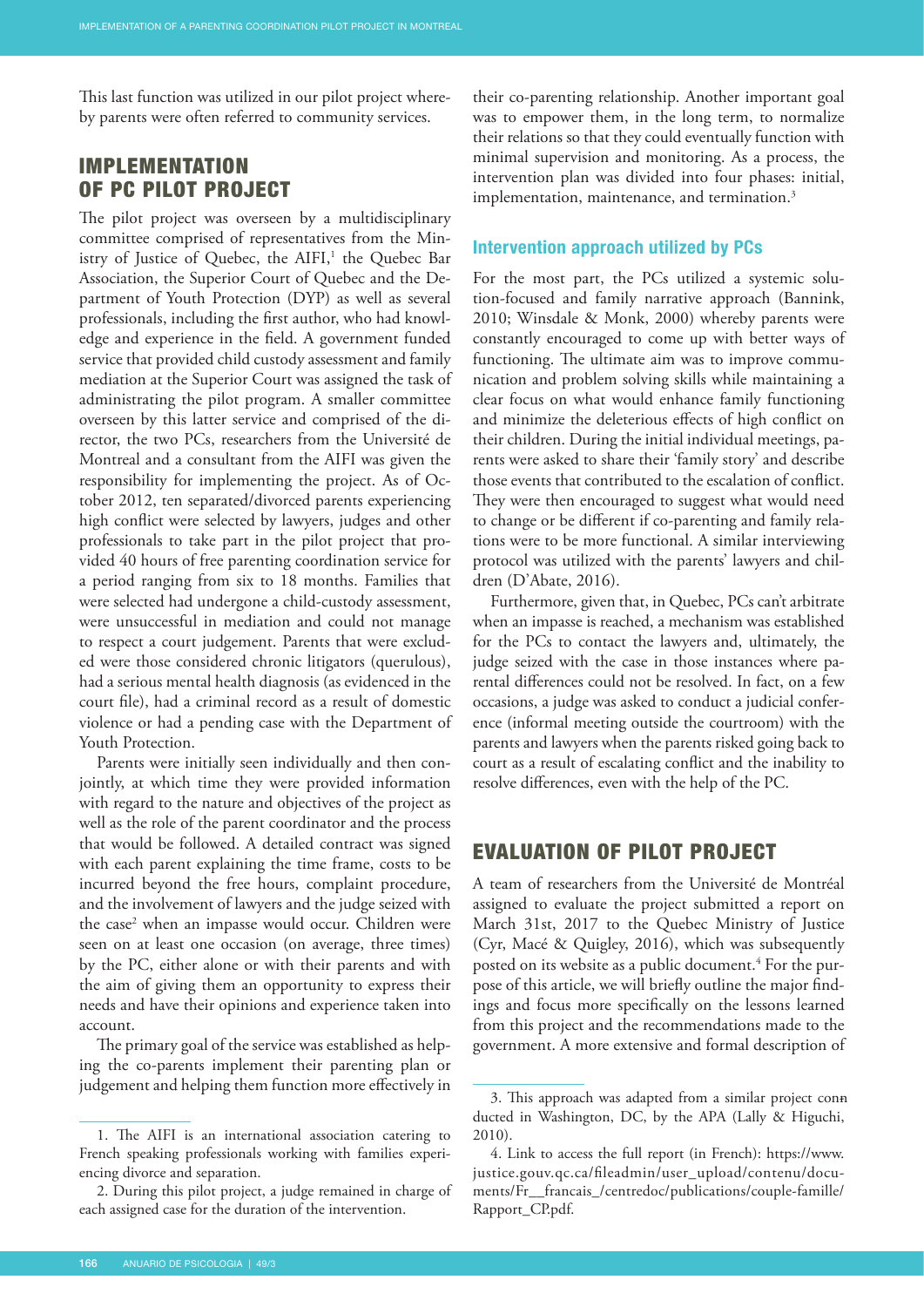This last function was utilized in our pilot project whereby parents were often referred to community services.

## IMPLEMENTATION OF PC PILOT PROJECT

The pilot project was overseen by a multidisciplinary committee comprised of representatives from the Ministry of Justice of Quebec, the AIFI,[1] the Quebec Bar Association, the Superior Court of Quebec and the Department of Youth Protection (DYP) as well as several professionals, including the first author, who had knowledge and experience in the field. A government funded service that provided child custody assessment and family mediation at the Superior Court was assigned the task of administrating the pilot program. A smaller committee overseen by this latter service and comprised of the director, the two PCs, researchers from the Université de Montreal and a consultant from the AIFI was given the responsibility for implementing the project. As of October 2012, ten separated/divorced parents experiencing high conflict were selected by lawyers, judges and other professionals to take part in the pilot project that provided 40 hours of free parenting coordination service for a period ranging from six to 18 months. Families that were selected had undergone a child-custody assessment, were unsuccessful in mediation and could not manage to respect a court judgement. Parents that were excluded were those considered chronic litigators (querulous), had a serious mental health diagnosis (as evidenced in the court file), had a criminal record as a result of domestic violence or had a pending case with the Department of Youth Protection.

Parents were initially seen individually and then conjointly, at which time they were provided information with regard to the nature and objectives of the project as well as the role of the parent coordinator and the process that would be followed. A detailed contract was signed with each parent explaining the time frame, costs to be incurred beyond the free hours, complaint procedure, and the involvement of lawyers and the judge seized with the case[2] when an impasse would occur. Children were seen on at least one occasion (on average, three times) by the PC, either alone or with their parents and with the aim of giving them an opportunity to express their needs and have their opinions and experience taken into account.

The primary goal of the service was established as helping the co-parents implement their parenting plan or judgement and helping them function more effectively in their co-parenting relationship. Another important goal was to empower them, in the long term, to normalize their relations so that they could eventually function with minimal supervision and monitoring. As a process, the intervention plan was divided into four phases: initial, implementation, maintenance, and termination.[3]

### Intervention approach utilized by PCs

For the most part, the PCs utilized a systemic solution-focused and family narrative approach (Bannink, 2010; Winsdale & Monk, 2000) whereby parents were constantly encouraged to come up with better ways of functioning. The ultimate aim was to improve communication and problem solving skills while maintaining a clear focus on what would enhance family functioning and minimize the deleterious effects of high conflict on their children. During the initial individual meetings, parents were asked to share their 'family story' and describe those events that contributed to the escalation of conflict. They were then encouraged to suggest what would need to change or be different if co-parenting and family relations were to be more functional. A similar interviewing protocol was utilized with the parents' lawyers and children (D'Abate, 2016).

Furthermore, given that, in Quebec, PCs can't arbitrate when an impasse is reached, a mechanism was established for the PCs to contact the lawyers and, ultimately, the judge seized with the case in those instances where parental differences could not be resolved. In fact, on a few occasions, a judge was asked to conduct a judicial conference (informal meeting outside the courtroom) with the parents and lawyers when the parents risked going back to court as a result of escalating conflict and the inability to resolve differences, even with the help of the PC.

## EVALUATION OF PILOT PROJECT

A team of researchers from the Université de Montréal assigned to evaluate the project submitted a report on March 31st, 2017 to the Quebec Ministry of Justice (Cyr, Macé & Quigley, 2016), which was subsequently posted on its website as a public document.[4] For the purpose of this article, we will briefly outline the major findings and focus more specifically on the lessons learned from this project and the recommendations made to the government. A more extensive and formal description of

---

1. The AIFI is an international association catering to French speaking professionals working with families experiencing divorce and separation.

2. During this pilot project, a judge remained in charge of each assigned case for the duration of the intervention.

3. This approach was adapted from a similar project conducted in Washington, DC, by the APA (Lally & Higuchi, 2010).

4. Link to access the full report (in French): https://www.justice.gouv.qc.ca/fileadmin/user_upload/contenu/documents/Fr__francais_/centredoc/publications/couple-famille/Rapport_CP.pdf.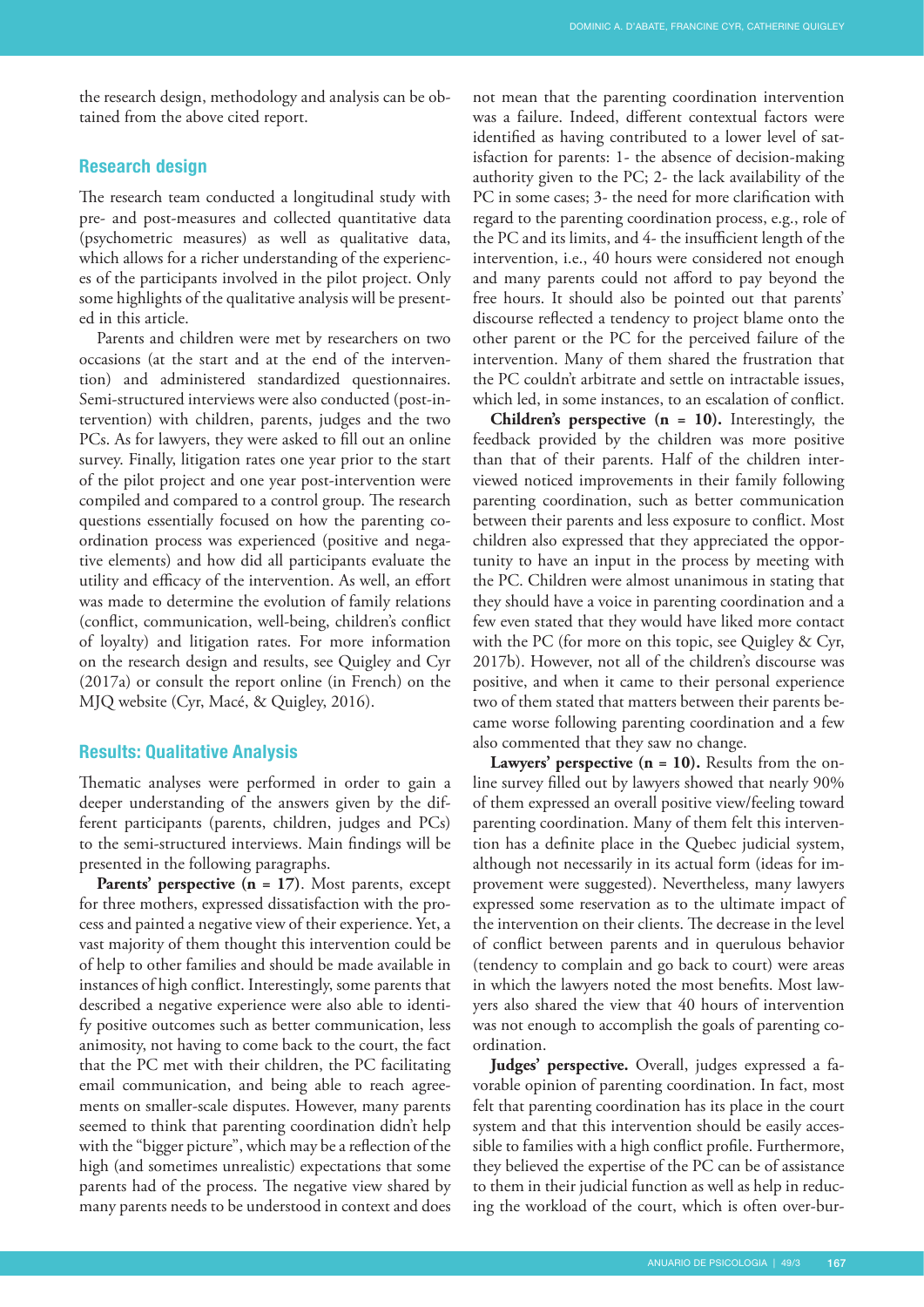the research design, methodology and analysis can be obtained from the above cited report.

## Research design

The research team conducted a longitudinal study with pre- and post-measures and collected quantitative data (psychometric measures) as well as qualitative data, which allows for a richer understanding of the experiences of the participants involved in the pilot project. Only some highlights of the qualitative analysis will be presented in this article.

Parents and children were met by researchers on two occasions (at the start and at the end of the intervention) and administered standardized questionnaires. Semi-structured interviews were also conducted (post-intervention) with children, parents, judges and the two PCs. As for lawyers, they were asked to fill out an online survey. Finally, litigation rates one year prior to the start of the pilot project and one year post-intervention were compiled and compared to a control group. The research questions essentially focused on how the parenting coordination process was experienced (positive and negative elements) and how did all participants evaluate the utility and efficacy of the intervention. As well, an effort was made to determine the evolution of family relations (conflict, communication, well-being, children's conflict of loyalty) and litigation rates. For more information on the research design and results, see Quigley and Cyr (2017a) or consult the report online (in French) on the MJQ website (Cyr, Macé, & Quigley, 2016).

## Results: Qualitative Analysis

Thematic analyses were performed in order to gain a deeper understanding of the answers given by the different participants (parents, children, judges and PCs) to the semi-structured interviews. Main findings will be presented in the following paragraphs.

**Parents' perspective (n = 17)**. Most parents, except for three mothers, expressed dissatisfaction with the process and painted a negative view of their experience. Yet, a vast majority of them thought this intervention could be of help to other families and should be made available in instances of high conflict. Interestingly, some parents that described a negative experience were also able to identify positive outcomes such as better communication, less animosity, not having to come back to the court, the fact that the PC met with their children, the PC facilitating email communication, and being able to reach agreements on smaller-scale disputes. However, many parents seemed to think that parenting coordination didn't help with the "bigger picture", which may be a reflection of the high (and sometimes unrealistic) expectations that some parents had of the process. The negative view shared by many parents needs to be understood in context and does not mean that the parenting coordination intervention was a failure. Indeed, different contextual factors were identified as having contributed to a lower level of satisfaction for parents: 1- the absence of decision-making authority given to the PC; 2- the lack availability of the PC in some cases; 3- the need for more clarification with regard to the parenting coordination process, e.g., role of the PC and its limits, and 4- the insufficient length of the intervention, i.e., 40 hours were considered not enough and many parents could not afford to pay beyond the free hours. It should also be pointed out that parents' discourse reflected a tendency to project blame onto the other parent or the PC for the perceived failure of the intervention. Many of them shared the frustration that the PC couldn't arbitrate and settle on intractable issues, which led, in some instances, to an escalation of conflict.

**Children's perspective (n = 10).** Interestingly, the feedback provided by the children was more positive than that of their parents. Half of the children interviewed noticed improvements in their family following parenting coordination, such as better communication between their parents and less exposure to conflict. Most children also expressed that they appreciated the opportunity to have an input in the process by meeting with the PC. Children were almost unanimous in stating that they should have a voice in parenting coordination and a few even stated that they would have liked more contact with the PC (for more on this topic, see Quigley & Cyr, 2017b). However, not all of the children's discourse was positive, and when it came to their personal experience two of them stated that matters between their parents became worse following parenting coordination and a few also commented that they saw no change.

**Lawyers' perspective (n = 10).** Results from the online survey filled out by lawyers showed that nearly 90% of them expressed an overall positive view/feeling toward parenting coordination. Many of them felt this intervention has a definite place in the Quebec judicial system, although not necessarily in its actual form (ideas for improvement were suggested). Nevertheless, many lawyers expressed some reservation as to the ultimate impact of the intervention on their clients. The decrease in the level of conflict between parents and in querulous behavior (tendency to complain and go back to court) were areas in which the lawyers noted the most benefits. Most lawyers also shared the view that 40 hours of intervention was not enough to accomplish the goals of parenting coordination.

**Judges' perspective.** Overall, judges expressed a favorable opinion of parenting coordination. In fact, most felt that parenting coordination has its place in the court system and that this intervention should be easily accessible to families with a high conflict profile. Furthermore, they believed the expertise of the PC can be of assistance to them in their judicial function as well as help in reducing the workload of the court, which is often over-bur-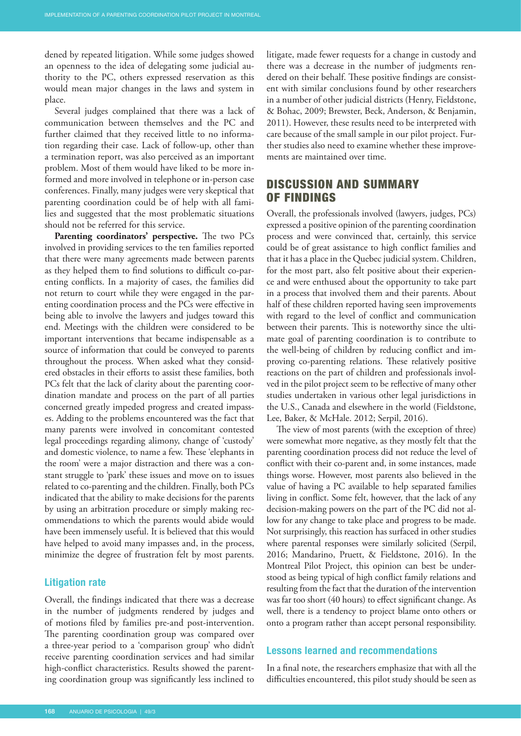dened by repeated litigation. While some judges showed an openness to the idea of delegating some judicial authority to the PC, others expressed reservation as this would mean major changes in the laws and system in place.

Several judges complained that there was a lack of communication between themselves and the PC and further claimed that they received little to no information regarding their case. Lack of follow-up, other than a termination report, was also perceived as an important problem. Most of them would have liked to be more informed and more involved in telephone or in-person case conferences. Finally, many judges were very skeptical that parenting coordination could be of help with all families and suggested that the most problematic situations should not be referred for this service.

**Parenting coordinators' perspective.** The two PCs involved in providing services to the ten families reported that there were many agreements made between parents as they helped them to find solutions to difficult co-parenting conflicts. In a majority of cases, the families did not return to court while they were engaged in the parenting coordination process and the PCs were effective in being able to involve the lawyers and judges toward this end. Meetings with the children were considered to be important interventions that became indispensable as a source of information that could be conveyed to parents throughout the process. When asked what they considered obstacles in their efforts to assist these families, both PCs felt that the lack of clarity about the parenting coordination mandate and process on the part of all parties concerned greatly impeded progress and created impasses. Adding to the problems encountered was the fact that many parents were involved in concomitant contested legal proceedings regarding alimony, change of 'custody' and domestic violence, to name a few. These 'elephants in the room' were a major distraction and there was a constant struggle to 'park' these issues and move on to issues related to co-parenting and the children. Finally, both PCs indicated that the ability to make decisions for the parents by using an arbitration procedure or simply making recommendations to which the parents would abide would have been immensely useful. It is believed that this would have helped to avoid many impasses and, in the process, minimize the degree of frustration felt by most parents.

### Litigation rate

Overall, the findings indicated that there was a decrease in the number of judgments rendered by judges and of motions filed by families pre-and post-intervention. The parenting coordination group was compared over a three-year period to a 'comparison group' who didn't receive parenting coordination services and had similar high-conflict characteristics. Results showed the parenting coordination group was significantly less inclined to litigate, made fewer requests for a change in custody and there was a decrease in the number of judgments rendered on their behalf. These positive findings are consistent with similar conclusions found by other researchers in a number of other judicial districts (Henry, Fieldstone, & Bohac, 2009; Brewster, Beck, Anderson, & Benjamin, 2011). However, these results need to be interpreted with care because of the small sample in our pilot project. Further studies also need to examine whether these improvements are maintained over time.

## DISCUSSION AND SUMMARY OF FINDINGS

Overall, the professionals involved (lawyers, judges, PCs) expressed a positive opinion of the parenting coordination process and were convinced that, certainly, this service could be of great assistance to high conflict families and that it has a place in the Quebec judicial system. Children, for the most part, also felt positive about their experience and were enthused about the opportunity to take part in a process that involved them and their parents. About half of these children reported having seen improvements with regard to the level of conflict and communication between their parents. This is noteworthy since the ultimate goal of parenting coordination is to contribute to the well-being of children by reducing conflict and improving co-parenting relations. These relatively positive reactions on the part of children and professionals involved in the pilot project seem to be reflective of many other studies undertaken in various other legal jurisdictions in the U.S., Canada and elsewhere in the world (Fieldstone, Lee, Baker, & McHale. 2012; Serpil, 2016).

The view of most parents (with the exception of three) were somewhat more negative, as they mostly felt that the parenting coordination process did not reduce the level of conflict with their co-parent and, in some instances, made things worse. However, most parents also believed in the value of having a PC available to help separated families living in conflict. Some felt, however, that the lack of any decision-making powers on the part of the PC did not allow for any change to take place and progress to be made. Not surprisingly, this reaction has surfaced in other studies where parental responses were similarly solicited (Serpil, 2016; Mandarino, Pruett, & Fieldstone, 2016). In the Montreal Pilot Project, this opinion can best be understood as being typical of high conflict family relations and resulting from the fact that the duration of the intervention was far too short (40 hours) to effect significant change. As well, there is a tendency to project blame onto others or onto a program rather than accept personal responsibility.

### Lessons learned and recommendations

In a final note, the researchers emphasize that with all the difficulties encountered, this pilot study should be seen as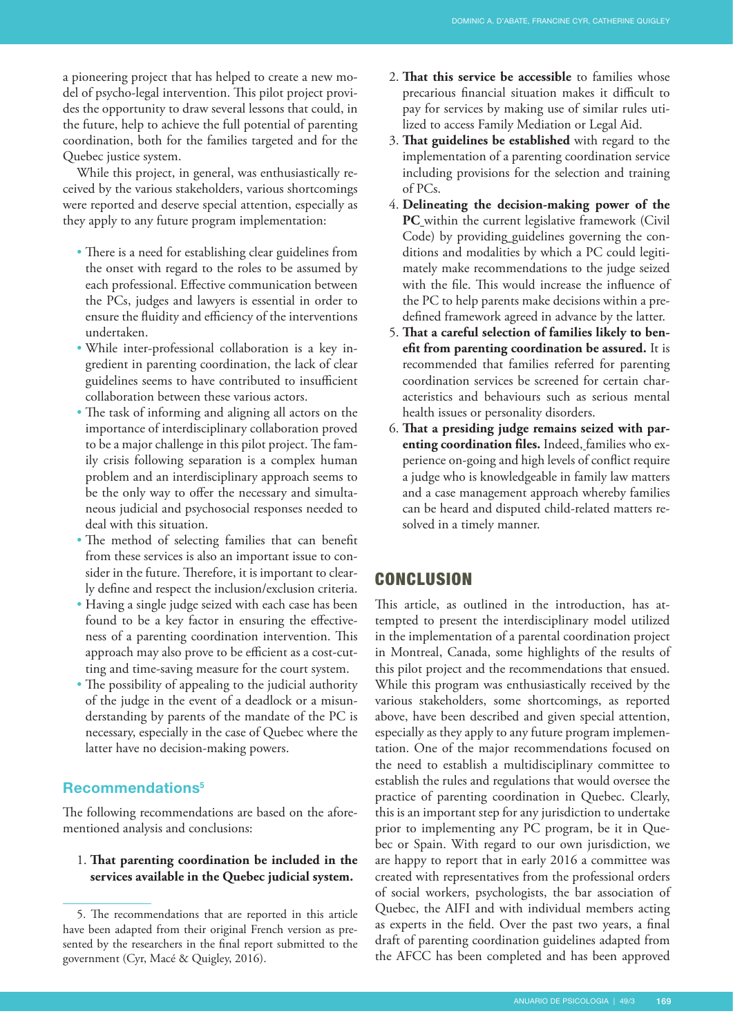a pioneering project that has helped to create a new model of psycho-legal intervention. This pilot project provides the opportunity to draw several lessons that could, in the future, help to achieve the full potential of parenting coordination, both for the families targeted and for the Quebec justice system.

While this project, in general, was enthusiastically received by the various stakeholders, various shortcomings were reported and deserve special attention, especially as they apply to any future program implementation:

- There is a need for establishing clear guidelines from the onset with regard to the roles to be assumed by each professional. Effective communication between the PCs, judges and lawyers is essential in order to ensure the fluidity and efficiency of the interventions undertaken.
- While inter-professional collaboration is a key ingredient in parenting coordination, the lack of clear guidelines seems to have contributed to insufficient collaboration between these various actors.
- The task of informing and aligning all actors on the importance of interdisciplinary collaboration proved to be a major challenge in this pilot project. The family crisis following separation is a complex human problem and an interdisciplinary approach seems to be the only way to offer the necessary and simultaneous judicial and psychosocial responses needed to deal with this situation.
- The method of selecting families that can benefit from these services is also an important issue to consider in the future. Therefore, it is important to clearly define and respect the inclusion/exclusion criteria.
- Having a single judge seized with each case has been found to be a key factor in ensuring the effectiveness of a parenting coordination intervention. This approach may also prove to be efficient as a cost-cutting and time-saving measure for the court system.
- The possibility of appealing to the judicial authority of the judge in the event of a deadlock or a misunderstanding by parents of the mandate of the PC is necessary, especially in the case of Quebec where the latter have no decision-making powers.

## Recommendations[5]

The following recommendations are based on the aforementioned analysis and conclusions:

1. **That parenting coordination be included in the services available in the Quebec judicial system.**
2. **That this service be accessible** to families whose precarious financial situation makes it difficult to pay for services by making use of similar rules utilized to access Family Mediation or Legal Aid.
3. **That guidelines be established** with regard to the implementation of a parenting coordination service including provisions for the selection and training of PCs.
4. **Delineating the decision-making power of the PC** within the current legislative framework (Civil Code) by providing guidelines governing the conditions and modalities by which a PC could legitimately make recommendations to the judge seized with the file. This would increase the influence of the PC to help parents make decisions within a predefined framework agreed in advance by the latter.
5. **That a careful selection of families likely to benefit from parenting coordination be assured.** It is recommended that families referred for parenting coordination services be screened for certain characteristics and behaviours such as serious mental health issues or personality disorders.
6. **That a presiding judge remains seized with parenting coordination files.** Indeed, families who experience on-going and high levels of conflict require a judge who is knowledgeable in family law matters and a case management approach whereby families can be heard and disputed child-related matters resolved in a timely manner.

## CONCLUSION

This article, as outlined in the introduction, has attempted to present the interdisciplinary model utilized in the implementation of a parental coordination project in Montreal, Canada, some highlights of the results of this pilot project and the recommendations that ensued. While this program was enthusiastically received by the various stakeholders, some shortcomings, as reported above, have been described and given special attention, especially as they apply to any future program implementation. One of the major recommendations focused on the need to establish a multidisciplinary committee to establish the rules and regulations that would oversee the practice of parenting coordination in Quebec. Clearly, this is an important step for any jurisdiction to undertake prior to implementing any PC program, be it in Quebec or Spain. With regard to our own jurisdiction, we are happy to report that in early 2016 a committee was created with representatives from the professional orders of social workers, psychologists, the bar association of Quebec, the AIFI and with individual members acting as experts in the field. Over the past two years, a final draft of parenting coordination guidelines adapted from the AFCC has been completed and has been approved

---

5. The recommendations that are reported in this article have been adapted from their original French version as presented by the researchers in the final report submitted to the government (Cyr, Macé & Quigley, 2016).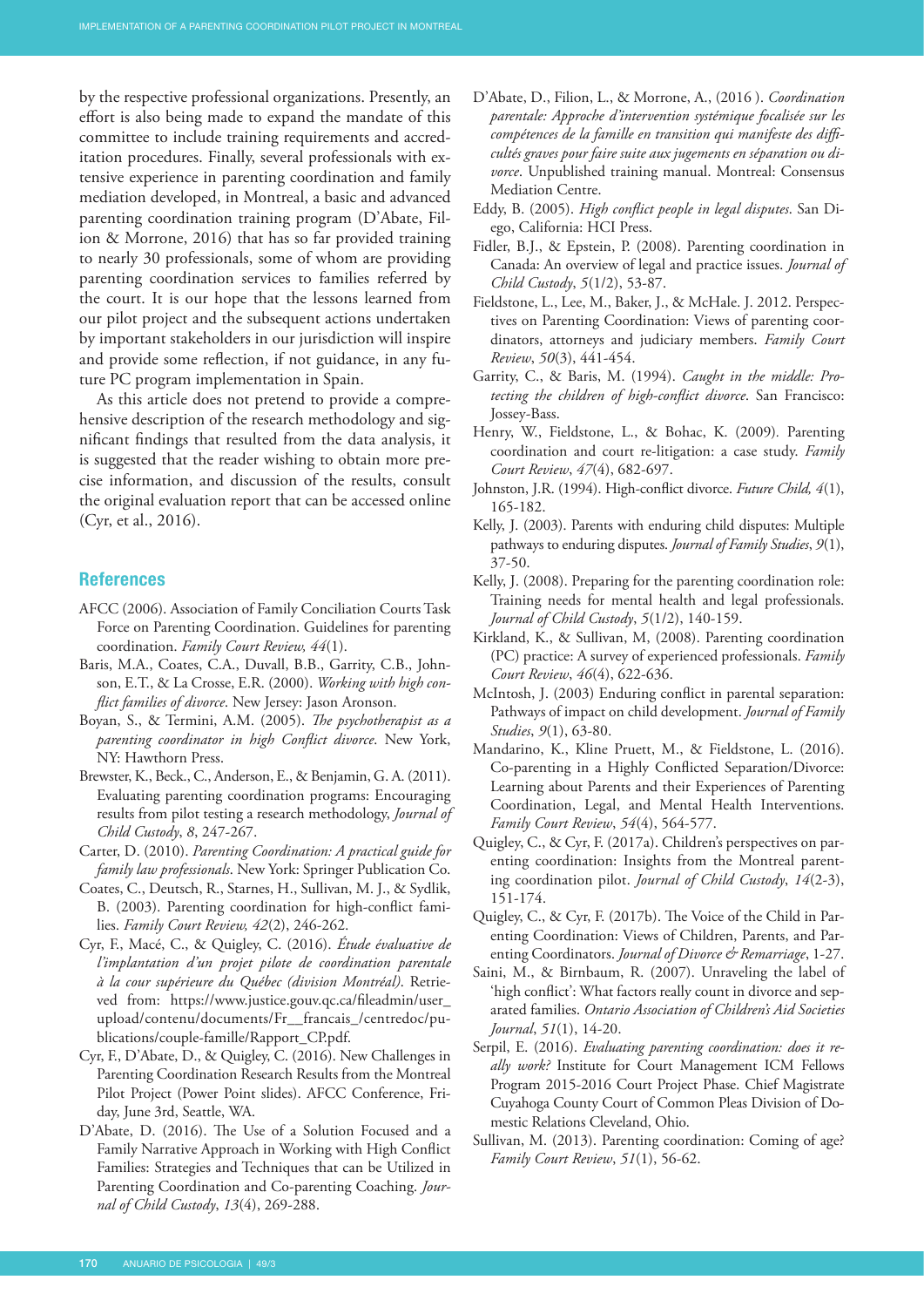by the respective professional organizations. Presently, an effort is also being made to expand the mandate of this committee to include training requirements and accreditation procedures. Finally, several professionals with extensive experience in parenting coordination and family mediation developed, in Montreal, a basic and advanced parenting coordination training program (D'Abate, Filion & Morrone, 2016) that has so far provided training to nearly 30 professionals, some of whom are providing parenting coordination services to families referred by the court. It is our hope that the lessons learned from our pilot project and the subsequent actions undertaken by important stakeholders in our jurisdiction will inspire and provide some reflection, if not guidance, in any future PC program implementation in Spain.

As this article does not pretend to provide a comprehensive description of the research methodology and significant findings that resulted from the data analysis, it is suggested that the reader wishing to obtain more precise information, and discussion of the results, consult the original evaluation report that can be accessed online (Cyr, et al., 2016).

## References

AFCC (2006). Association of Family Conciliation Courts Task Force on Parenting Coordination. Guidelines for parenting coordination. *Family Court Review, 44*(1).

Baris, M.A., Coates, C.A., Duvall, B.B., Garrity, C.B., Johnson, E.T., & La Crosse, E.R. (2000). *Working with high conflict families of divorce*. New Jersey: Jason Aronson.

Boyan, S., & Termini, A.M. (2005). *The psychotherapist as a parenting coordinator in high Conflict divorce*. New York, NY: Hawthorn Press.

Brewster, K., Beck., C., Anderson, E., & Benjamin, G. A. (2011). Evaluating parenting coordination programs: Encouraging results from pilot testing a research methodology, *Journal of Child Custody*, *8*, 247-267.

Carter, D. (2010). *Parenting Coordination: A practical guide for family law professionals*. New York: Springer Publication Co.

Coates, C., Deutsch, R., Starnes, H., Sullivan, M. J., & Sydlik, B. (2003). Parenting coordination for high-conflict families. *Family Court Review, 42*(2), 246-262.

Cyr, F., Macé, C., & Quigley, C. (2016). *Étude évaluative de l'implantation d'un projet pilote de coordination parentale à la cour supérieure du Québec (division Montréal)*. Retrieved from: https://www.justice.gouv.qc.ca/fileadmin/user_upload/contenu/documents/Fr__francais_/centredoc/publications/couple-famille/Rapport_CP.pdf.

Cyr, F., D'Abate, D., & Quigley, C. (2016). New Challenges in Parenting Coordination Research Results from the Montreal Pilot Project (Power Point slides). AFCC Conference, Friday, June 3rd, Seattle, WA.

D'Abate, D. (2016). The Use of a Solution Focused and a Family Narrative Approach in Working with High Conflict Families: Strategies and Techniques that can be Utilized in Parenting Coordination and Co-parenting Coaching. *Journal of Child Custody*, *13*(4), 269-288.

D'Abate, D., Filion, L., & Morrone, A., (2016 ). *Coordination parentale: Approche d'intervention systémique focalisée sur les compétences de la famille en transition qui manifeste des difficultés graves pour faire suite aux jugements en séparation ou divorce*. Unpublished training manual. Montreal: Consensus Mediation Centre.

Eddy, B. (2005). *High conflict people in legal disputes*. San Diego, California: HCI Press.

Fidler, B.J., & Epstein, P. (2008). Parenting coordination in Canada: An overview of legal and practice issues. *Journal of Child Custody*, *5*(1/2), 53-87.

Fieldstone, L., Lee, M., Baker, J., & McHale. J. 2012. Perspectives on Parenting Coordination: Views of parenting coordinators, attorneys and judiciary members. *Family Court Review*, *50*(3), 441-454.

Garrity, C., & Baris, M. (1994). *Caught in the middle: Protecting the children of high-conflict divorce*. San Francisco: Jossey-Bass.

Henry, W., Fieldstone, L., & Bohac, K. (2009). Parenting coordination and court re-litigation: a case study. *Family Court Review*, *47*(4), 682-697.

Johnston, J.R. (1994). High-conflict divorce. *Future Child, 4*(1), 165-182.

Kelly, J. (2003). Parents with enduring child disputes: Multiple pathways to enduring disputes. *Journal of Family Studies*, *9*(1), 37-50.

Kelly, J. (2008). Preparing for the parenting coordination role: Training needs for mental health and legal professionals. *Journal of Child Custody*, *5*(1/2), 140-159.

Kirkland, K., & Sullivan, M, (2008). Parenting coordination (PC) practice: A survey of experienced professionals. *Family Court Review*, *46*(4), 622-636.

McIntosh, J. (2003) Enduring conflict in parental separation: Pathways of impact on child development. *Journal of Family Studies*, *9*(1), 63-80.

Mandarino, K., Kline Pruett, M., & Fieldstone, L. (2016). Co-parenting in a Highly Conflicted Separation/Divorce: Learning about Parents and their Experiences of Parenting Coordination, Legal, and Mental Health Interventions. *Family Court Review*, *54*(4), 564-577.

Quigley, C., & Cyr, F. (2017a). Children's perspectives on parenting coordination: Insights from the Montreal parenting coordination pilot. *Journal of Child Custody*, *14*(2-3), 151-174.

Quigley, C., & Cyr, F. (2017b). The Voice of the Child in Parenting Coordination: Views of Children, Parents, and Parenting Coordinators. *Journal of Divorce & Remarriage*, 1-27.

Saini, M., & Birnbaum, R. (2007). Unraveling the label of 'high conflict': What factors really count in divorce and separated families. *Ontario Association of Children's Aid Societies Journal*, *51*(1), 14-20.

Serpil, E. (2016). *Evaluating parenting coordination: does it really work?* Institute for Court Management ICM Fellows Program 2015-2016 Court Project Phase. Chief Magistrate Cuyahoga County Court of Common Pleas Division of Domestic Relations Cleveland, Ohio.

Sullivan, M. (2013). Parenting coordination: Coming of age? *Family Court Review*, *51*(1), 56-62.